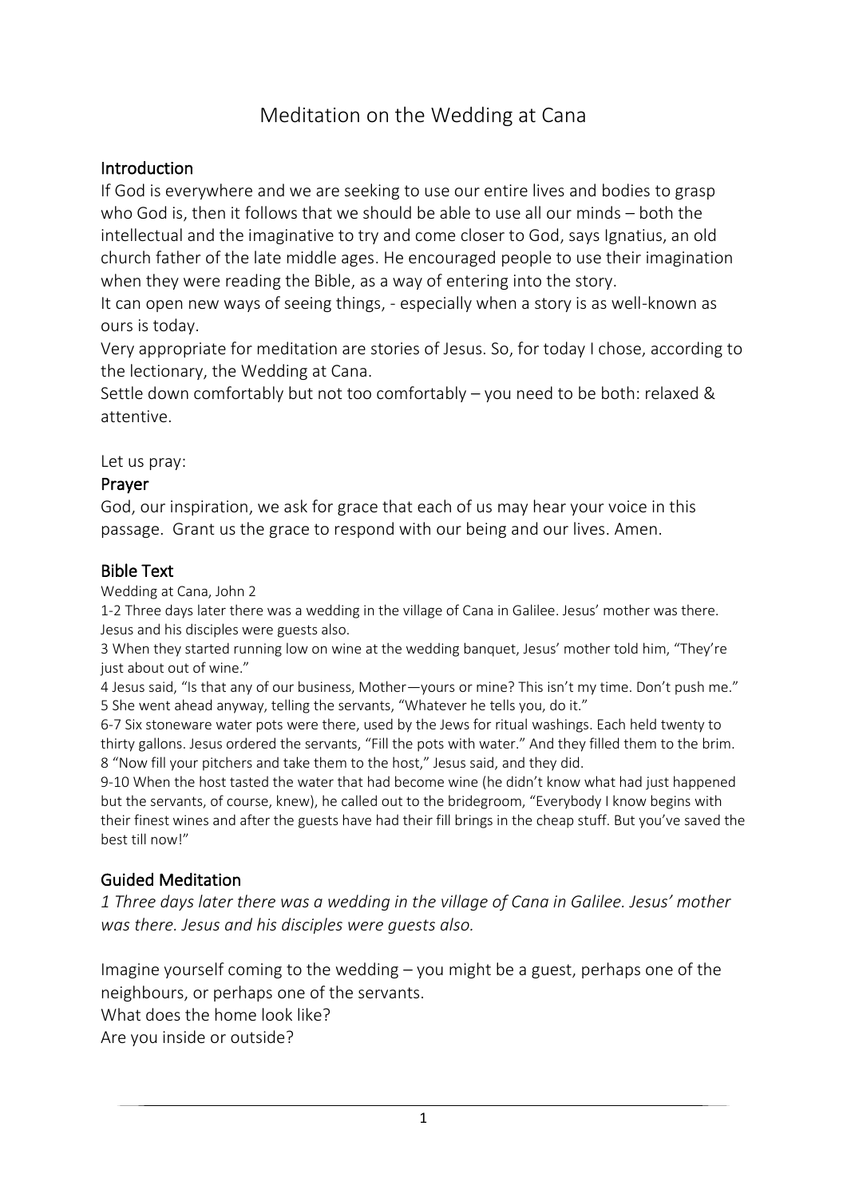# Meditation on the Wedding at Cana

## Introduction

If God is everywhere and we are seeking to use our entire lives and bodies to grasp who God is, then it follows that we should be able to use all our minds – both the intellectual and the imaginative to try and come closer to God, says Ignatius, an old church father of the late middle ages. He encouraged people to use their imagination when they were reading the Bible, as a way of entering into the story.

It can open new ways of seeing things, - especially when a story is as well-known as ours is today.

Very appropriate for meditation are stories of Jesus. So, for today I chose, according to the lectionary, the Wedding at Cana.

Settle down comfortably but not too comfortably – you need to be both: relaxed & attentive.

Let us pray:

## Prayer

God, our inspiration, we ask for grace that each of us may hear your voice in this passage. Grant us the grace to respond with our being and our lives. Amen.

## Bible Text

Wedding at Cana, John 2

1-2 Three days later there was a wedding in the village of Cana in Galilee. Jesus' mother was there. Jesus and his disciples were guests also.

3 When they started running low on wine at the wedding banquet, Jesus' mother told him, "They're just about out of wine."

4 Jesus said, "Is that any of our business, Mother—yours or mine? This isn't my time. Don't push me."

5 She went ahead anyway, telling the servants, "Whatever he tells you, do it."

6-7 Six stoneware water pots were there, used by the Jews for ritual washings. Each held twenty to thirty gallons. Jesus ordered the servants, "Fill the pots with water." And they filled them to the brim.

8 "Now fill your pitchers and take them to the host," Jesus said, and they did.

9-10 When the host tasted the water that had become wine (he didn't know what had just happened but the servants, of course, knew), he called out to the bridegroom, "Everybody I know begins with their finest wines and after the guests have had their fill brings in the cheap stuff. But you've saved the best till now!"

## Guided Meditation

*1 Three days later there was a wedding in the village of Cana in Galilee. Jesus' mother was there. Jesus and his disciples were guests also.*

Imagine yourself coming to the wedding – you might be a guest, perhaps one of the neighbours, or perhaps one of the servants.

What does the home look like?

Are you inside or outside?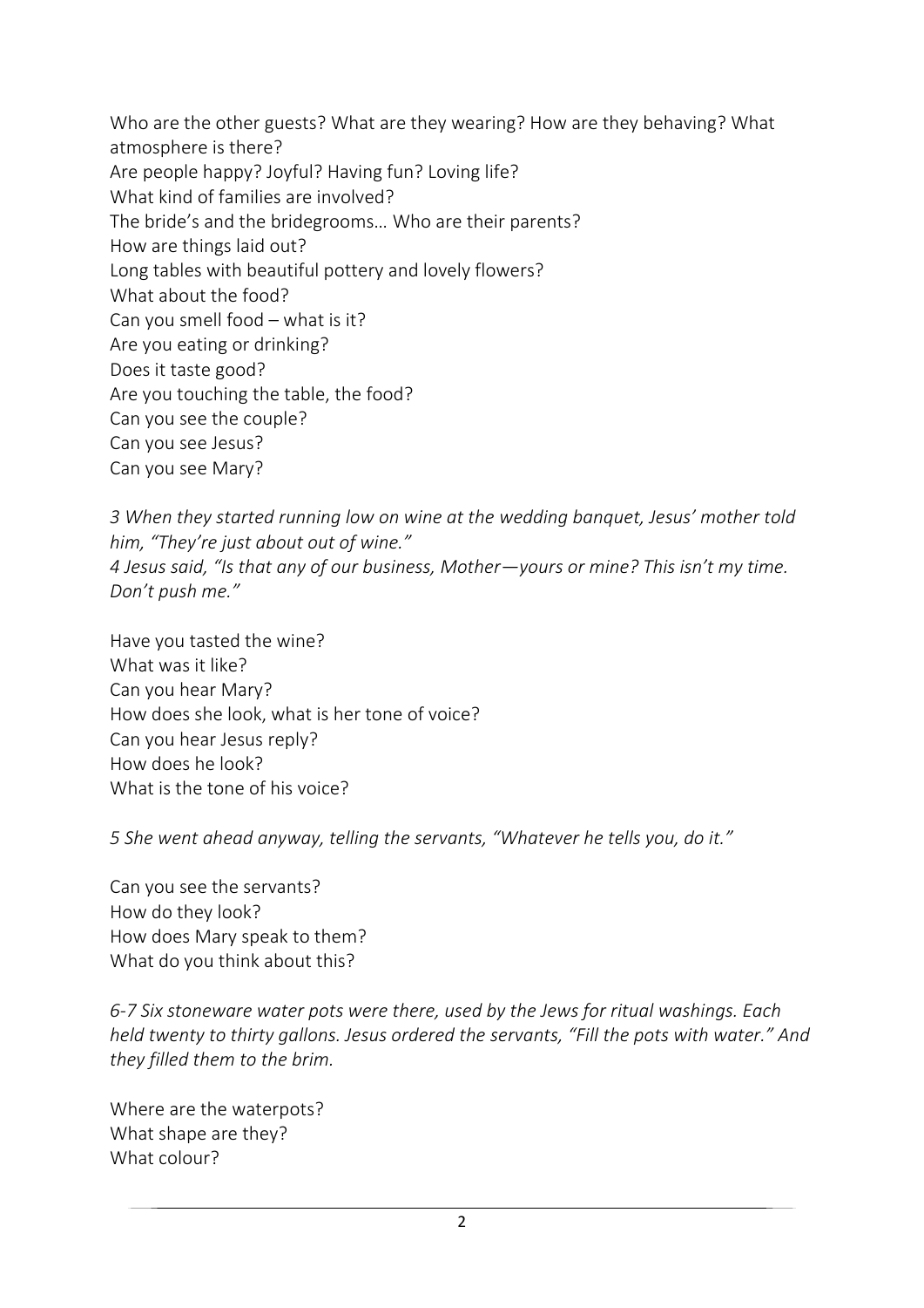Who are the other guests? What are they wearing? How are they behaving? What atmosphere is there?
Are people happy? Joyful? Having fun? Loving life?
What kind of families are involved?
The bride's and the bridegrooms… Who are their parents?
How are things laid out?
Long tables with beautiful pottery and lovely flowers?
What about the food?
Can you smell food – what is it?
Are you eating or drinking?
Does it taste good?
Are you touching the table, the food?
Can you see the couple?
Can you see Jesus?
Can you see Mary?

*3 When they started running low on wine at the wedding banquet, Jesus' mother told him, "They're just about out of wine."*
*4 Jesus said, "Is that any of our business, Mother—yours or mine? This isn't my time. Don't push me."*

Have you tasted the wine?
What was it like?
Can you hear Mary?
How does she look, what is her tone of voice?
Can you hear Jesus reply?
How does he look?
What is the tone of his voice?

*5 She went ahead anyway, telling the servants, "Whatever he tells you, do it."*

Can you see the servants?
How do they look?
How does Mary speak to them?
What do you think about this?

*6-7 Six stoneware water pots were there, used by the Jews for ritual washings. Each held twenty to thirty gallons. Jesus ordered the servants, "Fill the pots with water." And they filled them to the brim.*

Where are the waterpots?
What shape are they?
What colour?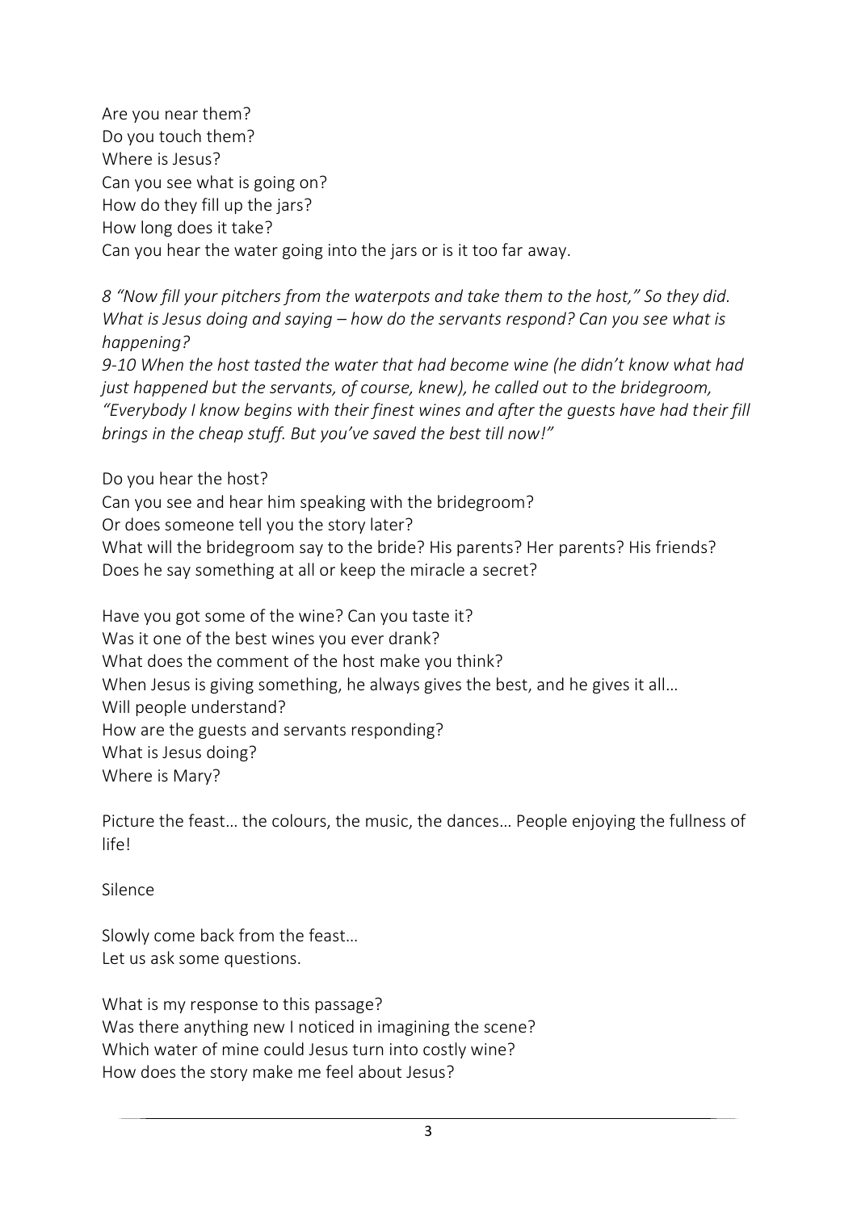Are you near them?
Do you touch them?
Where is Jesus?
Can you see what is going on?
How do they fill up the jars?
How long does it take?
Can you hear the water going into the jars or is it too far away.

*8 "Now fill your pitchers from the waterpots and take them to the host," So they did. What is Jesus doing and saying – how do the servants respond? Can you see what is happening?*
*9-10 When the host tasted the water that had become wine (he didn't know what had just happened but the servants, of course, knew), he called out to the bridegroom, "Everybody I know begins with their finest wines and after the guests have had their fill brings in the cheap stuff. But you've saved the best till now!"*

Do you hear the host?
Can you see and hear him speaking with the bridegroom?
Or does someone tell you the story later?
What will the bridegroom say to the bride? His parents? Her parents? His friends?
Does he say something at all or keep the miracle a secret?

Have you got some of the wine? Can you taste it?
Was it one of the best wines you ever drank?
What does the comment of the host make you think?
When Jesus is giving something, he always gives the best, and he gives it all…
Will people understand?
How are the guests and servants responding?
What is Jesus doing?
Where is Mary?

Picture the feast… the colours, the music, the dances… People enjoying the fullness of life!

Silence

Slowly come back from the feast…
Let us ask some questions.

What is my response to this passage?
Was there anything new I noticed in imagining the scene?
Which water of mine could Jesus turn into costly wine?
How does the story make me feel about Jesus?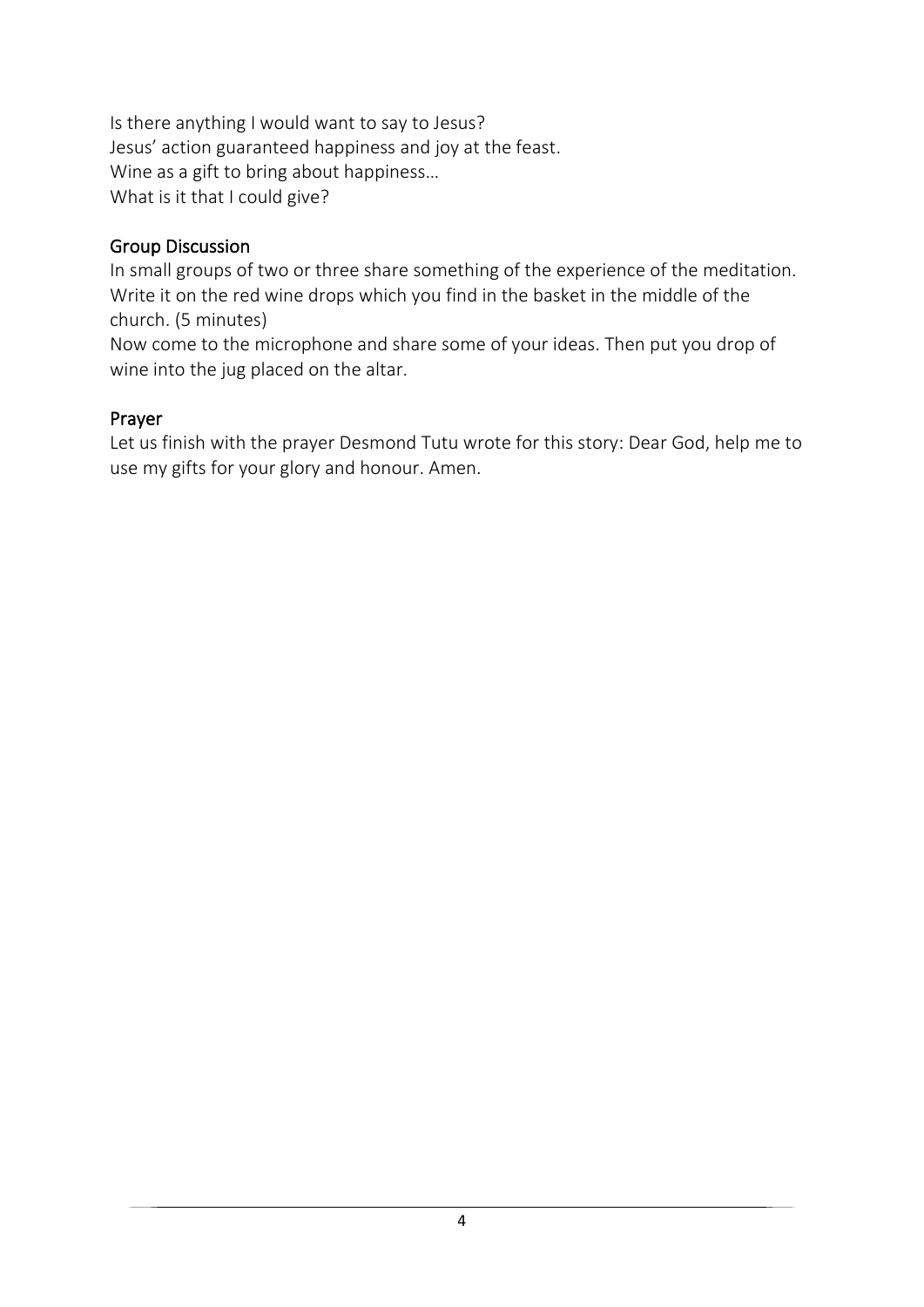Is there anything I would want to say to Jesus?
Jesus' action guaranteed happiness and joy at the feast.
Wine as a gift to bring about happiness…
What is it that I could give?

### Group Discussion

In small groups of two or three share something of the experience of the meditation. Write it on the red wine drops which you find in the basket in the middle of the church. (5 minutes)
Now come to the microphone and share some of your ideas. Then put you drop of wine into the jug placed on the altar.

### Prayer

Let us finish with the prayer Desmond Tutu wrote for this story: Dear God, help me to use my gifts for your glory and honour. Amen.